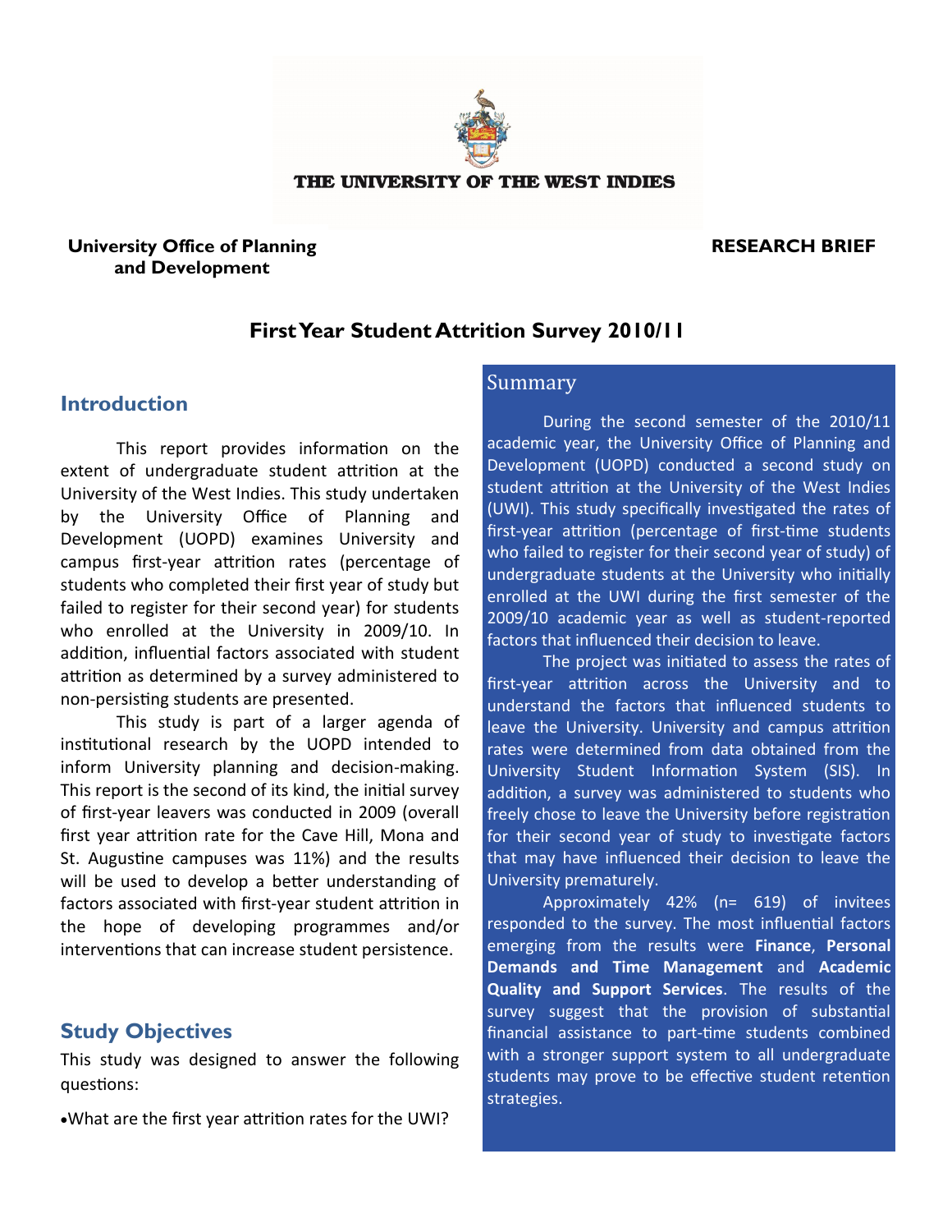THE UNIVERSITY OF THE WEST INDIES

**University Office of Planning and Development**

**RESEARCH BRIEF**

# First Year Student Attrition Survey 2010/11

## Introduction

This report provides information on the extent of undergraduate student attrition at the University of the West Indies. This study undertaken by the University Office of Planning and Development (UOPD) examines University and campus first-year attrition rates (percentage of students who completed their first year of study but failed to register for their second year) for students who enrolled at the University in 2009/10. In addition, influential factors associated with student attrition as determined by a survey administered to non-persisting students are presented.

This study is part of a larger agenda of institutional research by the UOPD intended to inform University planning and decision-making. This report is the second of its kind, the initial survey of first-year leavers was conducted in 2009 (overall first year attrition rate for the Cave Hill, Mona and St. Augustine campuses was 11%) and the results will be used to develop a better understanding of factors associated with first-year student attrition in the hope of developing programmes and/or interventions that can increase student persistence.

## Study Objectives

This study was designed to answer the following questions:

- What are the first year attrition rates for the UWI?

## Summary

During the second semester of the 2010/11 academic year, the University Office of Planning and Development (UOPD) conducted a second study on student attrition at the University of the West Indies (UWI). This study specifically investigated the rates of first-year attrition (percentage of first-time students who failed to register for their second year of study) of undergraduate students at the University who initially enrolled at the UWI during the first semester of the 2009/10 academic year as well as student-reported factors that influenced their decision to leave.

The project was initiated to assess the rates of first-year attrition across the University and to understand the factors that influenced students to leave the University. University and campus attrition rates were determined from data obtained from the University Student Information System (SIS). In addition, a survey was administered to students who freely chose to leave the University before registration for their second year of study to investigate factors that may have influenced their decision to leave the University prematurely.

Approximately 42% (n= 619) of invitees responded to the survey. The most influential factors emerging from the results were **Finance**, **Personal Demands and Time Management** and **Academic Quality and Support Services**. The results of the survey suggest that the provision of substantial financial assistance to part-time students combined with a stronger support system to all undergraduate students may prove to be effective student retention strategies.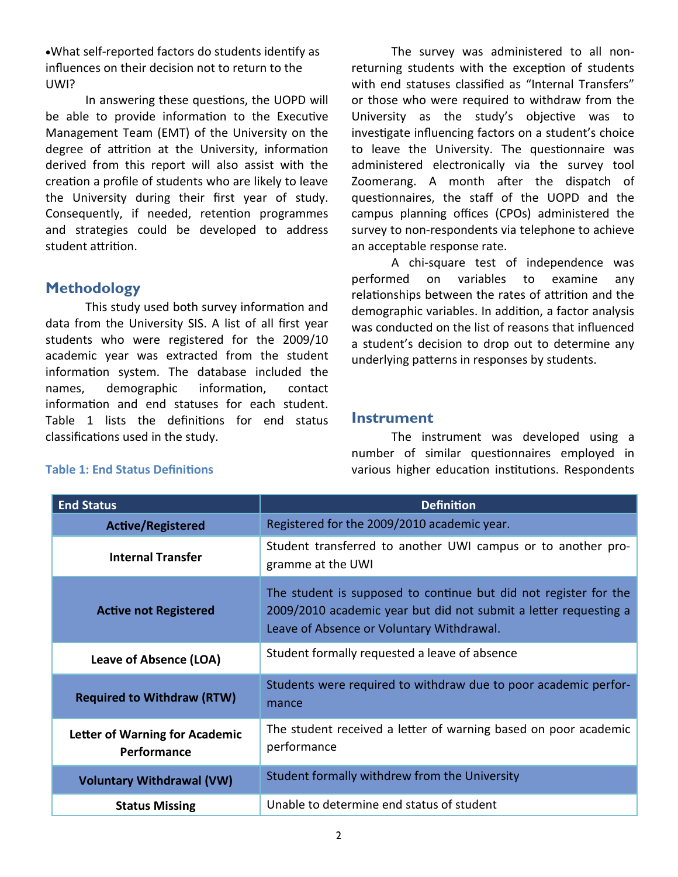- What self-reported factors do students identify as influences on their decision not to return to the UWI?

In answering these questions, the UOPD will be able to provide information to the Executive Management Team (EMT) of the University on the degree of attrition at the University, information derived from this report will also assist with the creation a profile of students who are likely to leave the University during their first year of study. Consequently, if needed, retention programmes and strategies could be developed to address student attrition.

## Methodology

This study used both survey information and data from the University SIS. A list of all first year students who were registered for the 2009/10 academic year was extracted from the student information system. The database included the names, demographic information, contact information and end statuses for each student. Table 1 lists the definitions for end status classifications used in the study.

**Table 1: End Status Definitions**

| End Status | Definition |
|---|---|
| **Active/Registered** | Registered for the 2009/2010 academic year. |
| **Internal Transfer** | Student transferred to another UWI campus or to another programme at the UWI |
| **Active not Registered** | The student is supposed to continue but did not register for the 2009/2010 academic year but did not submit a letter requesting a Leave of Absence or Voluntary Withdrawal. |
| **Leave of Absence (LOA)** | Student formally requested a leave of absence |
| **Required to Withdraw (RTW)** | Students were required to withdraw due to poor academic performance |
| **Letter of Warning for Academic Performance** | The student received a letter of warning based on poor academic performance |
| **Voluntary Withdrawal (VW)** | Student formally withdrew from the University |
| **Status Missing** | Unable to determine end status of student |

The survey was administered to all non-returning students with the exception of students with end statuses classified as "Internal Transfers" or those who were required to withdraw from the University as the study's objective was to investigate influencing factors on a student's choice to leave the University. The questionnaire was administered electronically via the survey tool Zoomerang. A month after the dispatch of questionnaires, the staff of the UOPD and the campus planning offices (CPOs) administered the survey to non-respondents via telephone to achieve an acceptable response rate.

A chi-square test of independence was performed on variables to examine any relationships between the rates of attrition and the demographic variables. In addition, a factor analysis was conducted on the list of reasons that influenced a student's decision to drop out to determine any underlying patterns in responses by students.

## Instrument

The instrument was developed using a number of similar questionnaires employed in various higher education institutions. Respondents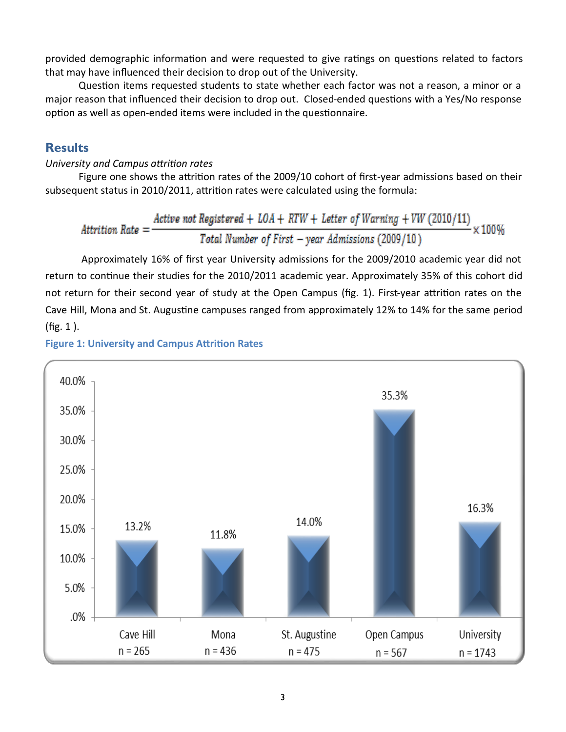provided demographic information and were requested to give ratings on questions related to factors that may have influenced their decision to drop out of the University.

Question items requested students to state whether each factor was not a reason, a minor or a major reason that influenced their decision to drop out. Closed-ended questions with a Yes/No response option as well as open-ended items were included in the questionnaire.

## Results

*University and Campus attrition rates*

Figure one shows the attrition rates of the 2009/10 cohort of first-year admissions based on their subsequent status in 2010/2011, attrition rates were calculated using the formula:

$$Attrition\ Rate = \frac{Active\ not\ Registered + LOA + RTW + Letter\ of\ Warning + VW\ (2010/11)}{Total\ Number\ of\ First - year\ Admissions\ (2009/10)} \times 100\%$$

Approximately 16% of first year University admissions for the 2009/2010 academic year did not return to continue their studies for the 2010/2011 academic year. Approximately 35% of this cohort did not return for their second year of study at the Open Campus (fig. 1). First-year attrition rates on the Cave Hill, Mona and St. Augustine campuses ranged from approximately 12% to 14% for the same period (fig. 1 ).

**Figure 1: University and Campus Attrition Rates**

| Campus | Attrition Rate |
|---|---|
| Cave Hill (n = 265) | 13.2% |
| Mona (n = 436) | 11.8% |
| St. Augustine (n = 475) | 14.0% |
| Open Campus (n = 567) | 35.3% |
| University (n = 1743) | 16.3% |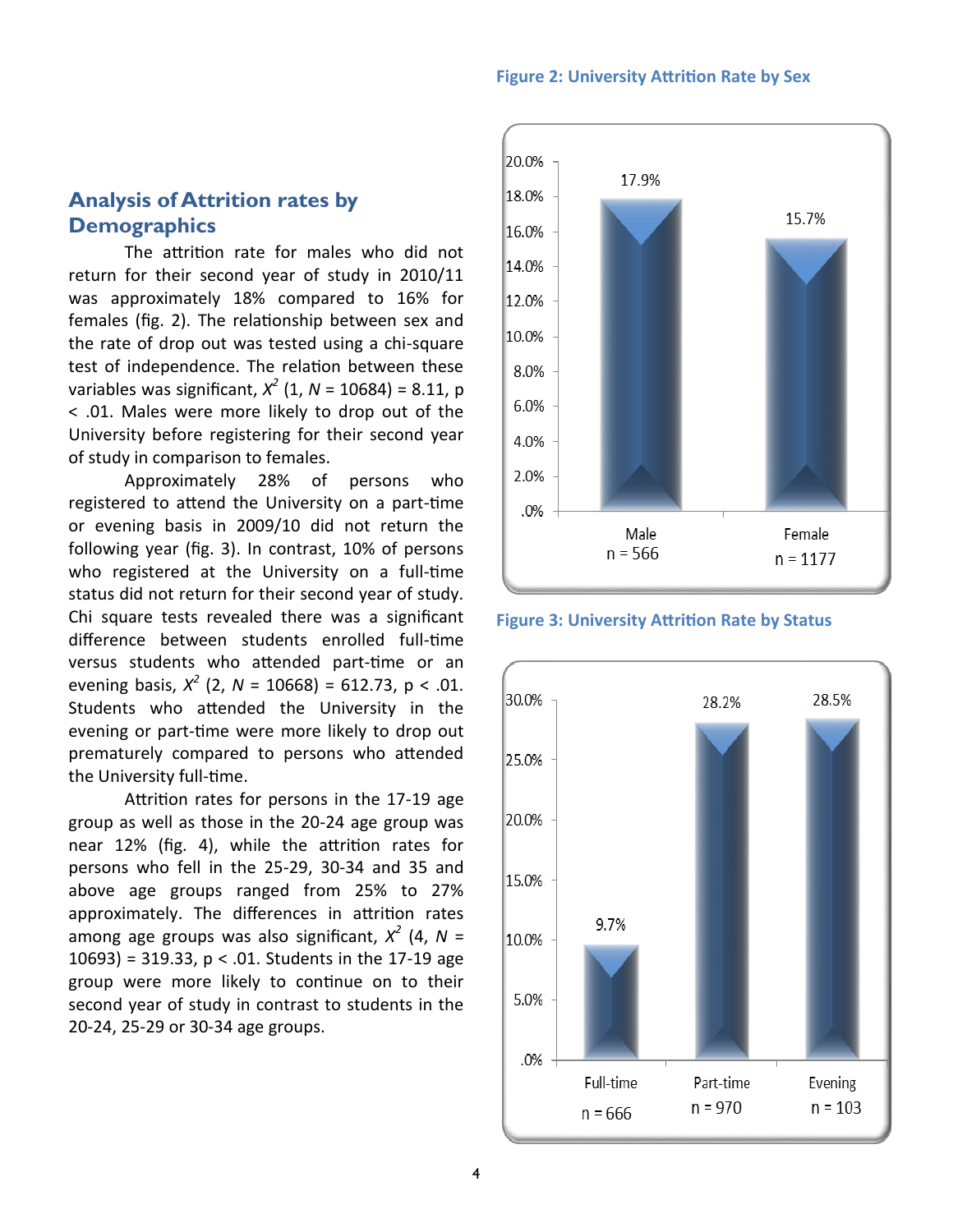## Analysis of Attrition rates by Demographics

The attrition rate for males who did not return for their second year of study in 2010/11 was approximately 18% compared to 16% for females (fig. 2). The relationship between sex and the rate of drop out was tested using a chi-square test of independence. The relation between these variables was significant, $X^2$ (1, $N$ = 10684) = 8.11, p < .01. Males were more likely to drop out of the University before registering for their second year of study in comparison to females.

Approximately 28% of persons who registered to attend the University on a part-time or evening basis in 2009/10 did not return the following year (fig. 3). In contrast, 10% of persons who registered at the University on a full-time status did not return for their second year of study. Chi square tests revealed there was a significant difference between students enrolled full-time versus students who attended part-time or an evening basis, $X^2$ (2, $N$ = 10668) = 612.73, p < .01. Students who attended the University in the evening or part-time were more likely to drop out prematurely compared to persons who attended the University full-time.

Attrition rates for persons in the 17-19 age group as well as those in the 20-24 age group was near 12% (fig. 4), while the attrition rates for persons who fell in the 25-29, 30-34 and 35 and above age groups ranged from 25% to 27% approximately. The differences in attrition rates among age groups was also significant, $X^2$ (4, $N$ = 10693) = 319.33, p < .01. Students in the 17-19 age group were more likely to continue on to their second year of study in contrast to students in the 20-24, 25-29 or 30-34 age groups.

**Figure 2: University Attrition Rate by Sex**

| | Male (n = 566) | Female (n = 1177) |
|---|---|---|
| Attrition rate | 17.9% | 15.7% |

**Figure 3: University Attrition Rate by Status**

| | Full-time (n = 666) | Part-time (n = 970) | Evening (n = 103) |
|---|---|---|---|
| Attrition rate | 9.7% | 28.2% | 28.5% |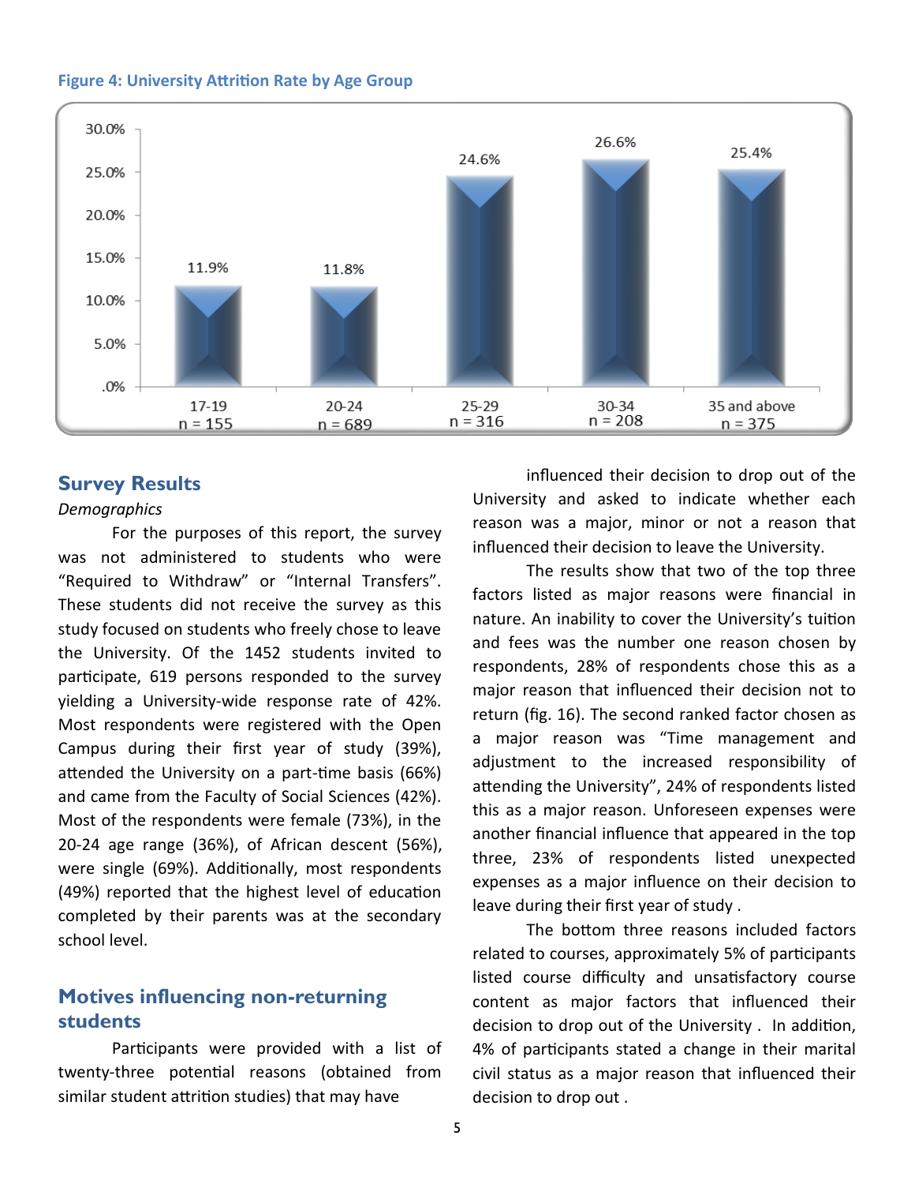**Figure 4: University Attrition Rate by Age Group**

| Age Group | Attrition Rate |
|---|---|
| 17-19 (n = 155) | 11.9% |
| 20-24 (n = 689) | 11.8% |
| 25-29 (n = 316) | 24.6% |
| 30-34 (n = 208) | 26.6% |
| 35 and above (n = 375) | 25.4% |

## Survey Results

*Demographics*

For the purposes of this report, the survey was not administered to students who were "Required to Withdraw" or "Internal Transfers". These students did not receive the survey as this study focused on students who freely chose to leave the University. Of the 1452 students invited to participate, 619 persons responded to the survey yielding a University-wide response rate of 42%. Most respondents were registered with the Open Campus during their first year of study (39%), attended the University on a part-time basis (66%) and came from the Faculty of Social Sciences (42%). Most of the respondents were female (73%), in the 20-24 age range (36%), of African descent (56%), were single (69%). Additionally, most respondents (49%) reported that the highest level of education completed by their parents was at the secondary school level.

## Motives influencing non-returning students

Participants were provided with a list of twenty-three potential reasons (obtained from similar student attrition studies) that may have influenced their decision to drop out of the University and asked to indicate whether each reason was a major, minor or not a reason that influenced their decision to leave the University.

The results show that two of the top three factors listed as major reasons were financial in nature. An inability to cover the University's tuition and fees was the number one reason chosen by respondents, 28% of respondents chose this as a major reason that influenced their decision not to return (fig. 16). The second ranked factor chosen as a major reason was "Time management and adjustment to the increased responsibility of attending the University", 24% of respondents listed this as a major reason. Unforeseen expenses were another financial influence that appeared in the top three, 23% of respondents listed unexpected expenses as a major influence on their decision to leave during their first year of study .

The bottom three reasons included factors related to courses, approximately 5% of participants listed course difficulty and unsatisfactory course content as major factors that influenced their decision to drop out of the University . In addition, 4% of participants stated a change in their marital civil status as a major reason that influenced their decision to drop out .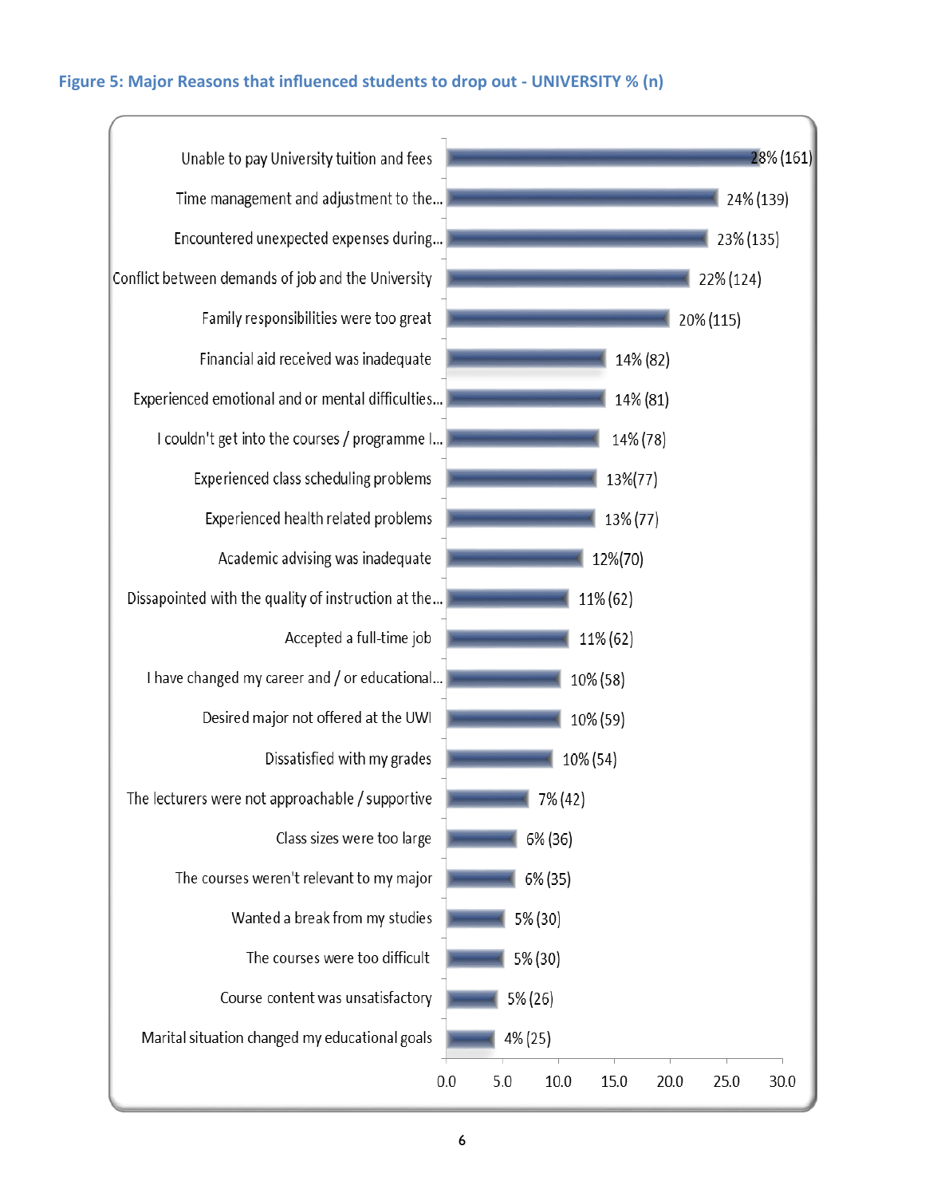**Figure 5: Major Reasons that influenced students to drop out - UNIVERSITY % (n)**

| Reason | % (n) |
|---|---|
| Unable to pay University tuition and fees | 28% (161) |
| Time management and adjustment to the... | 24% (139) |
| Encountered unexpected expenses during... | 23% (135) |
| Conflict between demands of job and the University | 22% (124) |
| Family responsibilities were too great | 20% (115) |
| Financial aid received was inadequate | 14% (82) |
| Experienced emotional and or mental difficulties... | 14% (81) |
| I couldn't get into the courses / programme I... | 14% (78) |
| Experienced class scheduling problems | 13%(77) |
| Experienced health related problems | 13% (77) |
| Academic advising was inadequate | 12%(70) |
| Dissapointed with the quality of instruction at the... | 11% (62) |
| Accepted a full-time job | 11% (62) |
| I have changed my career and / or educational... | 10% (58) |
| Desired major not offered at the UWI | 10% (59) |
| Dissatisfied with my grades | 10% (54) |
| The lecturers were not approachable / supportive | 7% (42) |
| Class sizes were too large | 6% (36) |
| The courses weren't relevant to my major | 6% (35) |
| Wanted a break from my studies | 5% (30) |
| The courses were too difficult | 5% (30) |
| Course content was unsatisfactory | 5% (26) |
| Marital situation changed my educational goals | 4% (25) |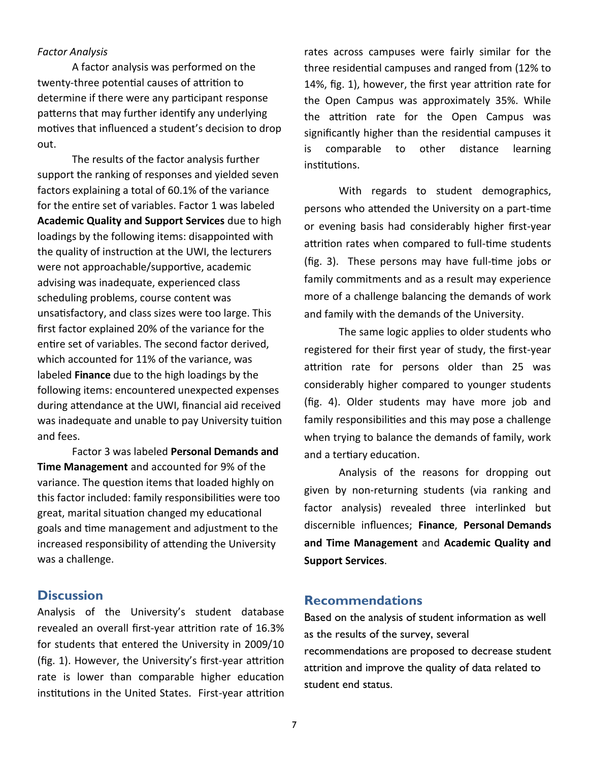*Factor Analysis*

A factor analysis was performed on the twenty-three potential causes of attrition to determine if there were any participant response patterns that may further identify any underlying motives that influenced a student's decision to drop out.

The results of the factor analysis further support the ranking of responses and yielded seven factors explaining a total of 60.1% of the variance for the entire set of variables. Factor 1 was labeled **Academic Quality and Support Services** due to high loadings by the following items: disappointed with the quality of instruction at the UWI, the lecturers were not approachable/supportive, academic advising was inadequate, experienced class scheduling problems, course content was unsatisfactory, and class sizes were too large. This first factor explained 20% of the variance for the entire set of variables. The second factor derived, which accounted for 11% of the variance, was labeled **Finance** due to the high loadings by the following items: encountered unexpected expenses during attendance at the UWI, financial aid received was inadequate and unable to pay University tuition and fees.

Factor 3 was labeled **Personal Demands and Time Management** and accounted for 9% of the variance. The question items that loaded highly on this factor included: family responsibilities were too great, marital situation changed my educational goals and time management and adjustment to the increased responsibility of attending the University was a challenge.

## Discussion

Analysis of the University's student database revealed an overall first-year attrition rate of 16.3% for students that entered the University in 2009/10 (fig. 1). However, the University's first-year attrition rate is lower than comparable higher education institutions in the United States. First-year attrition rates across campuses were fairly similar for the three residential campuses and ranged from (12% to 14%, fig. 1), however, the first year attrition rate for the Open Campus was approximately 35%. While the attrition rate for the Open Campus was significantly higher than the residential campuses it is comparable to other distance learning institutions.

With regards to student demographics, persons who attended the University on a part-time or evening basis had considerably higher first-year attrition rates when compared to full-time students (fig. 3). These persons may have full-time jobs or family commitments and as a result may experience more of a challenge balancing the demands of work and family with the demands of the University.

The same logic applies to older students who registered for their first year of study, the first-year attrition rate for persons older than 25 was considerably higher compared to younger students (fig. 4). Older students may have more job and family responsibilities and this may pose a challenge when trying to balance the demands of family, work and a tertiary education.

Analysis of the reasons for dropping out given by non-returning students (via ranking and factor analysis) revealed three interlinked but discernible influences; **Finance**, **Personal Demands and Time Management** and **Academic Quality and Support Services**.

## Recommendations

Based on the analysis of student information as well as the results of the survey, several recommendations are proposed to decrease student attrition and improve the quality of data related to student end status.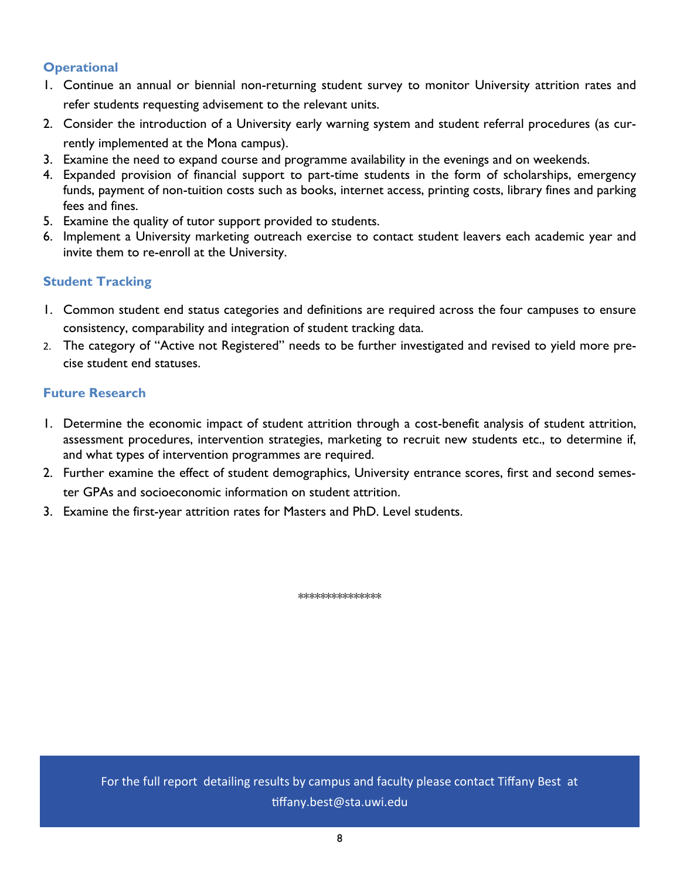### Operational

1. Continue an annual or biennial non-returning student survey to monitor University attrition rates and refer students requesting advisement to the relevant units.
2. Consider the introduction of a University early warning system and student referral procedures (as currently implemented at the Mona campus).
3. Examine the need to expand course and programme availability in the evenings and on weekends.
4. Expanded provision of financial support to part-time students in the form of scholarships, emergency funds, payment of non-tuition costs such as books, internet access, printing costs, library fines and parking fees and fines.
5. Examine the quality of tutor support provided to students.
6. Implement a University marketing outreach exercise to contact student leavers each academic year and invite them to re-enroll at the University.

### Student Tracking

1. Common student end status categories and definitions are required across the four campuses to ensure consistency, comparability and integration of student tracking data.
2. The category of "Active not Registered" needs to be further investigated and revised to yield more precise student end statuses.

### Future Research

1. Determine the economic impact of student attrition through a cost-benefit analysis of student attrition, assessment procedures, intervention strategies, marketing to recruit new students etc., to determine if, and what types of intervention programmes are required.
2. Further examine the effect of student demographics, University entrance scores, first and second semester GPAs and socioeconomic information on student attrition.
3. Examine the first-year attrition rates for Masters and PhD. Level students.

***************

For the full report detailing results by campus and faculty please contact Tiffany Best at tiffany.best@sta.uwi.edu